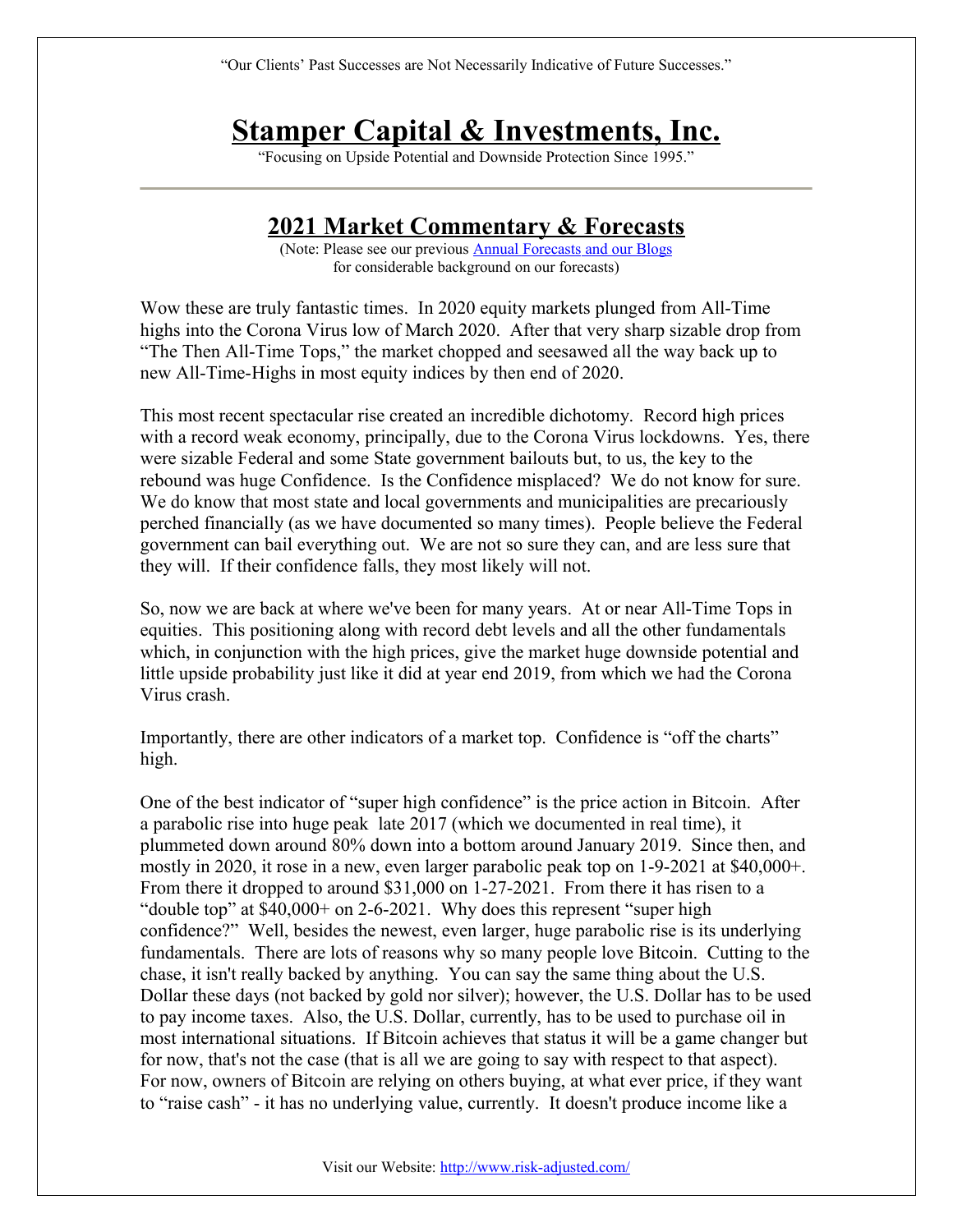"Our Clients' Past Successes are Not Necessarily Indicative of Future Successes."

# Stamper Capital & Investments, Inc.

"Focusing on Upside Potential and Downside Protection Since 1995."

---

## 2021 Market Commentary & Forecasts

(Note: Please see our previous Annual Forecasts and our Blogs for considerable background on our forecasts)

Wow these are truly fantastic times. In 2020 equity markets plunged from All-Time highs into the Corona Virus low of March 2020. After that very sharp sizable drop from "The Then All-Time Tops," the market chopped and seesawed all the way back up to new All-Time-Highs in most equity indices by then end of 2020.

This most recent spectacular rise created an incredible dichotomy. Record high prices with a record weak economy, principally, due to the Corona Virus lockdowns. Yes, there were sizable Federal and some State government bailouts but, to us, the key to the rebound was huge Confidence. Is the Confidence misplaced? We do not know for sure. We do know that most state and local governments and municipalities are precariously perched financially (as we have documented so many times). People believe the Federal government can bail everything out. We are not so sure they can, and are less sure that they will. If their confidence falls, they most likely will not.

So, now we are back at where we've been for many years. At or near All-Time Tops in equities. This positioning along with record debt levels and all the other fundamentals which, in conjunction with the high prices, give the market huge downside potential and little upside probability just like it did at year end 2019, from which we had the Corona Virus crash.

Importantly, there are other indicators of a market top. Confidence is "off the charts" high.

One of the best indicator of "super high confidence" is the price action in Bitcoin. After a parabolic rise into huge peak late 2017 (which we documented in real time), it plummeted down around 80% down into a bottom around January 2019. Since then, and mostly in 2020, it rose in a new, even larger parabolic peak top on 1-9-2021 at $40,000+. From there it dropped to around $31,000 on 1-27-2021. From there it has risen to a "double top" at $40,000+ on 2-6-2021. Why does this represent "super high confidence?" Well, besides the newest, even larger, huge parabolic rise is its underlying fundamentals. There are lots of reasons why so many people love Bitcoin. Cutting to the chase, it isn't really backed by anything. You can say the same thing about the U.S. Dollar these days (not backed by gold nor silver); however, the U.S. Dollar has to be used to pay income taxes. Also, the U.S. Dollar, currently, has to be used to purchase oil in most international situations. If Bitcoin achieves that status it will be a game changer but for now, that's not the case (that is all we are going to say with respect to that aspect). For now, owners of Bitcoin are relying on others buying, at what ever price, if they want to "raise cash" - it has no underlying value, currently. It doesn't produce income like a

Visit our Website: http://www.risk-adjusted.com/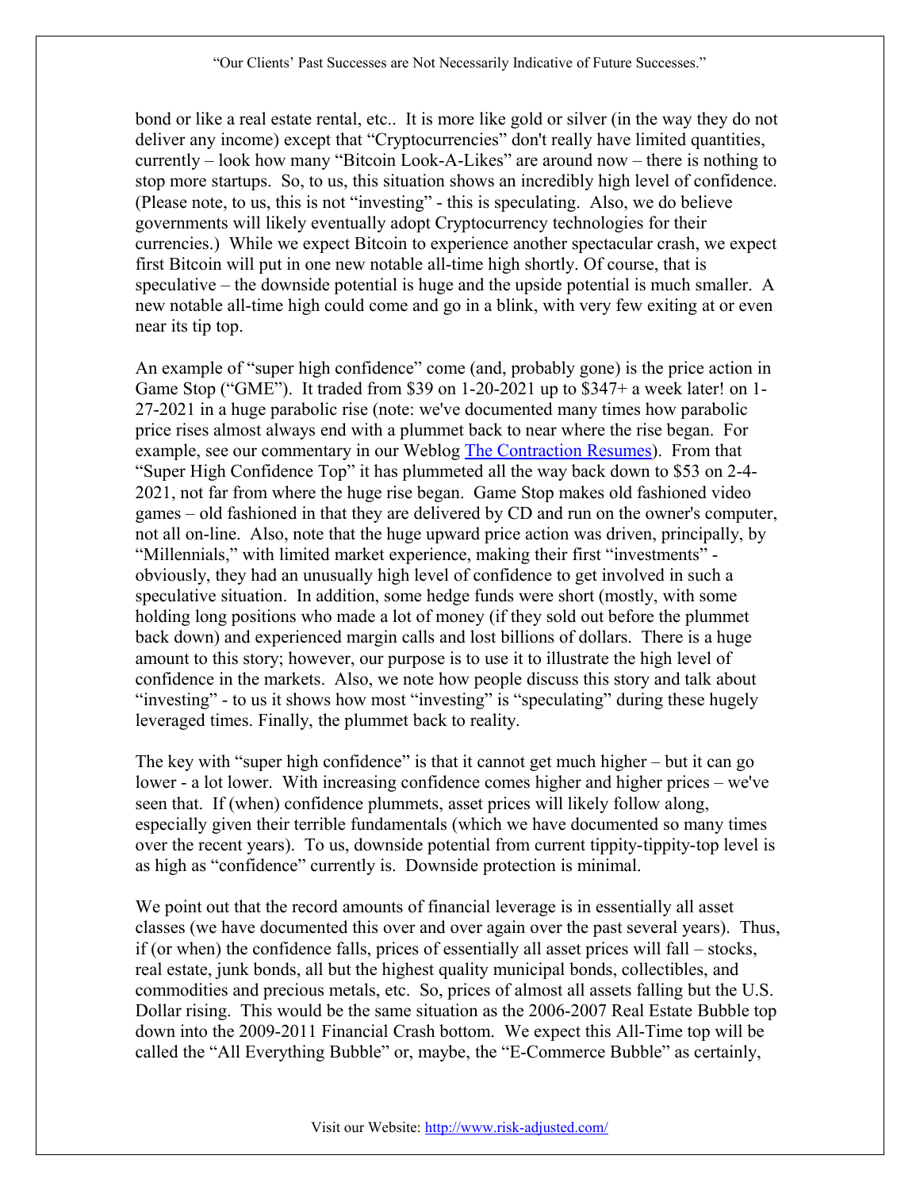bond or like a real estate rental, etc.. It is more like gold or silver (in the way they do not deliver any income) except that "Cryptocurrencies" don't really have limited quantities, currently – look how many "Bitcoin Look-A-Likes" are around now – there is nothing to stop more startups. So, to us, this situation shows an incredibly high level of confidence. (Please note, to us, this is not "investing" - this is speculating. Also, we do believe governments will likely eventually adopt Cryptocurrency technologies for their currencies.) While we expect Bitcoin to experience another spectacular crash, we expect first Bitcoin will put in one new notable all-time high shortly. Of course, that is speculative – the downside potential is huge and the upside potential is much smaller. A new notable all-time high could come and go in a blink, with very few exiting at or even near its tip top.

An example of "super high confidence" come (and, probably gone) is the price action in Game Stop ("GME"). It traded from $39 on 1-20-2021 up to $347+ a week later! on 1-27-2021 in a huge parabolic rise (note: we've documented many times how parabolic price rises almost always end with a plummet back to near where the rise began. For example, see our commentary in our Weblog [The Contraction Resumes](The Contraction Resumes)). From that "Super High Confidence Top" it has plummeted all the way back down to $53 on 2-4-2021, not far from where the huge rise began. Game Stop makes old fashioned video games – old fashioned in that they are delivered by CD and run on the owner's computer, not all on-line. Also, note that the huge upward price action was driven, principally, by "Millennials," with limited market experience, making their first "investments" - obviously, they had an unusually high level of confidence to get involved in such a speculative situation. In addition, some hedge funds were short (mostly, with some holding long positions who made a lot of money (if they sold out before the plummet back down) and experienced margin calls and lost billions of dollars. There is a huge amount to this story; however, our purpose is to use it to illustrate the high level of confidence in the markets. Also, we note how people discuss this story and talk about "investing" - to us it shows how most "investing" is "speculating" during these hugely leveraged times. Finally, the plummet back to reality.

The key with "super high confidence" is that it cannot get much higher – but it can go lower - a lot lower. With increasing confidence comes higher and higher prices – we've seen that. If (when) confidence plummets, asset prices will likely follow along, especially given their terrible fundamentals (which we have documented so many times over the recent years). To us, downside potential from current tippity-tippity-top level is as high as "confidence" currently is. Downside protection is minimal.

We point out that the record amounts of financial leverage is in essentially all asset classes (we have documented this over and over again over the past several years). Thus, if (or when) the confidence falls, prices of essentially all asset prices will fall – stocks, real estate, junk bonds, all but the highest quality municipal bonds, collectibles, and commodities and precious metals, etc. So, prices of almost all assets falling but the U.S. Dollar rising. This would be the same situation as the 2006-2007 Real Estate Bubble top down into the 2009-2011 Financial Crash bottom. We expect this All-Time top will be called the "All Everything Bubble" or, maybe, the "E-Commerce Bubble" as certainly,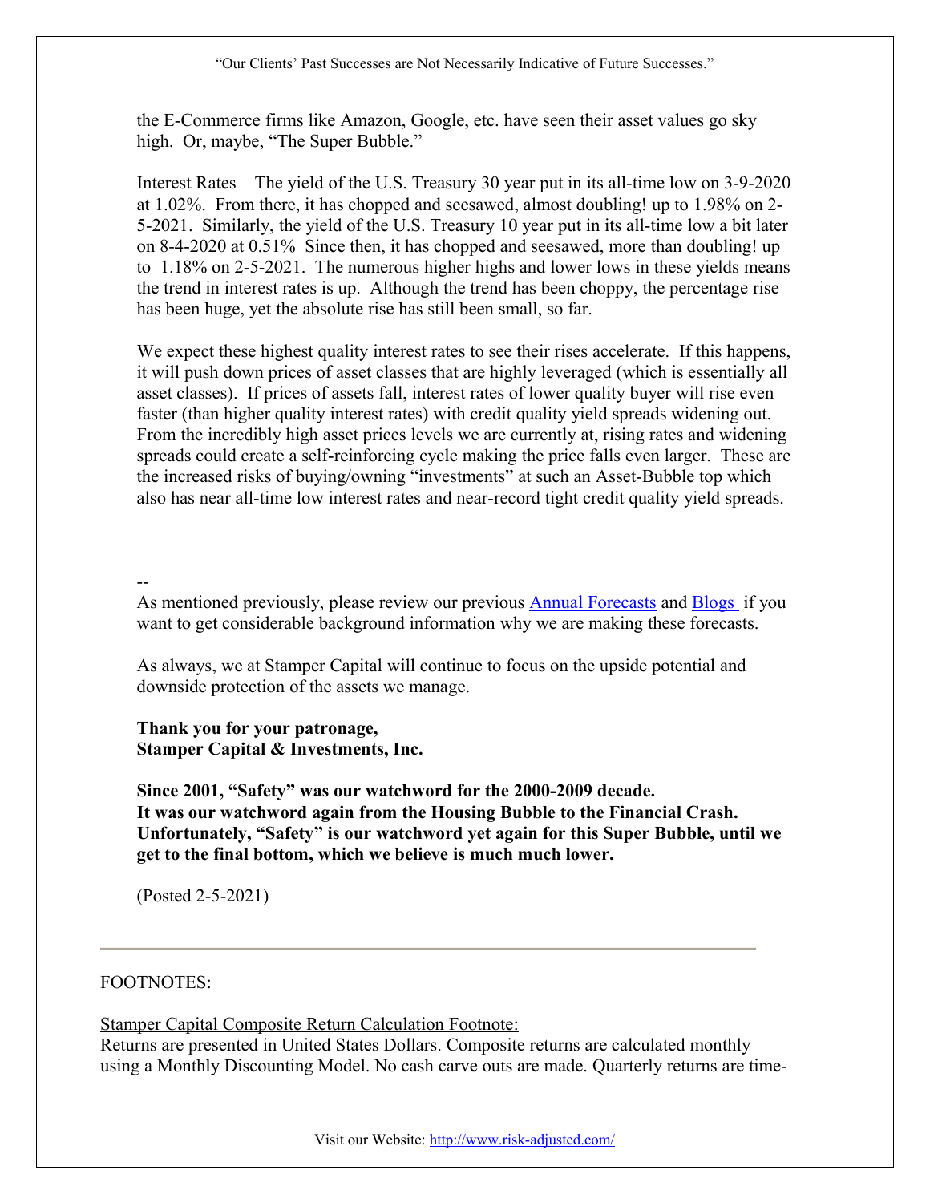the E-Commerce firms like Amazon, Google, etc. have seen their asset values go sky high. Or, maybe, "The Super Bubble."

Interest Rates – The yield of the U.S. Treasury 30 year put in its all-time low on 3-9-2020 at 1.02%. From there, it has chopped and seesawed, almost doubling! up to 1.98% on 2-5-2021. Similarly, the yield of the U.S. Treasury 10 year put in its all-time low a bit later on 8-4-2020 at 0.51% Since then, it has chopped and seesawed, more than doubling! up to 1.18% on 2-5-2021. The numerous higher highs and lower lows in these yields means the trend in interest rates is up. Although the trend has been choppy, the percentage rise has been huge, yet the absolute rise has still been small, so far.

We expect these highest quality interest rates to see their rises accelerate. If this happens, it will push down prices of asset classes that are highly leveraged (which is essentially all asset classes). If prices of assets fall, interest rates of lower quality buyer will rise even faster (than higher quality interest rates) with credit quality yield spreads widening out. From the incredibly high asset prices levels we are currently at, rising rates and widening spreads could create a self-reinforcing cycle making the price falls even larger. These are the increased risks of buying/owning "investments" at such an Asset-Bubble top which also has near all-time low interest rates and near-record tight credit quality yield spreads.

--

As mentioned previously, please review our previous Annual Forecasts and Blogs if you want to get considerable background information why we are making these forecasts.

As always, we at Stamper Capital will continue to focus on the upside potential and downside protection of the assets we manage.

**Thank you for your patronage,**
**Stamper Capital & Investments, Inc.**

**Since 2001, "Safety" was our watchword for the 2000-2009 decade.**
**It was our watchword again from the Housing Bubble to the Financial Crash.**
**Unfortunately, "Safety" is our watchword yet again for this Super Bubble, until we get to the final bottom, which we believe is much much lower.**

(Posted 2-5-2021)

---

FOOTNOTES:

Stamper Capital Composite Return Calculation Footnote:
Returns are presented in United States Dollars. Composite returns are calculated monthly using a Monthly Discounting Model. No cash carve outs are made. Quarterly returns are time-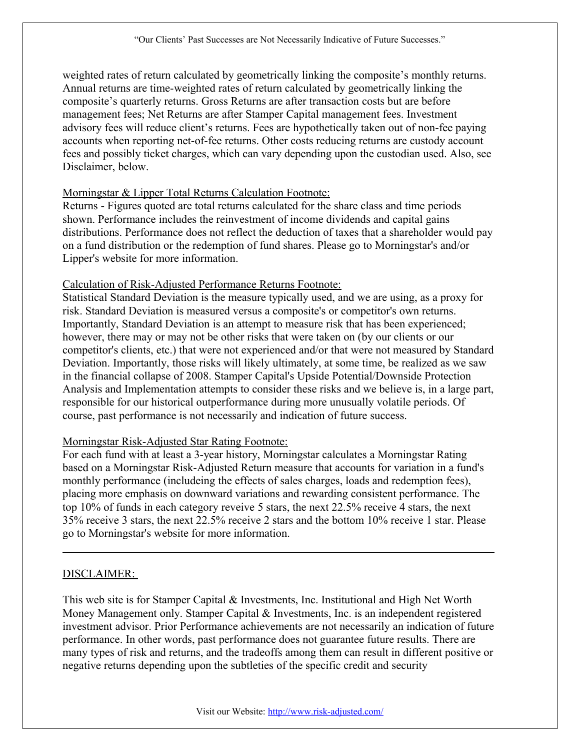weighted rates of return calculated by geometrically linking the composite's monthly returns. Annual returns are time-weighted rates of return calculated by geometrically linking the composite's quarterly returns. Gross Returns are after transaction costs but are before management fees; Net Returns are after Stamper Capital management fees. Investment advisory fees will reduce client's returns. Fees are hypothetically taken out of non-fee paying accounts when reporting net-of-fee returns. Other costs reducing returns are custody account fees and possibly ticket charges, which can vary depending upon the custodian used. Also, see Disclaimer, below.

Morningstar & Lipper Total Returns Calculation Footnote:
Returns - Figures quoted are total returns calculated for the share class and time periods shown. Performance includes the reinvestment of income dividends and capital gains distributions. Performance does not reflect the deduction of taxes that a shareholder would pay on a fund distribution or the redemption of fund shares. Please go to Morningstar's and/or Lipper's website for more information.

Calculation of Risk-Adjusted Performance Returns Footnote:
Statistical Standard Deviation is the measure typically used, and we are using, as a proxy for risk. Standard Deviation is measured versus a composite's or competitor's own returns. Importantly, Standard Deviation is an attempt to measure risk that has been experienced; however, there may or may not be other risks that were taken on (by our clients or our competitor's clients, etc.) that were not experienced and/or that were not measured by Standard Deviation. Importantly, those risks will likely ultimately, at some time, be realized as we saw in the financial collapse of 2008. Stamper Capital's Upside Potential/Downside Protection Analysis and Implementation attempts to consider these risks and we believe is, in a large part, responsible for our historical outperformance during more unusually volatile periods. Of course, past performance is not necessarily and indication of future success.

Morningstar Risk-Adjusted Star Rating Footnote:
For each fund with at least a 3-year history, Morningstar calculates a Morningstar Rating based on a Morningstar Risk-Adjusted Return measure that accounts for variation in a fund's monthly performance (includeing the effects of sales charges, loads and redemption fees), placing more emphasis on downward variations and rewarding consistent performance. The top 10% of funds in each category reveive 5 stars, the next 22.5% receive 4 stars, the next 35% receive 3 stars, the next 22.5% receive 2 stars and the bottom 10% receive 1 star. Please go to Morningstar's website for more information.

---

DISCLAIMER:

This web site is for Stamper Capital & Investments, Inc. Institutional and High Net Worth Money Management only. Stamper Capital & Investments, Inc. is an independent registered investment advisor. Prior Performance achievements are not necessarily an indication of future performance. In other words, past performance does not guarantee future results. There are many types of risk and returns, and the tradeoffs among them can result in different positive or negative returns depending upon the subtleties of the specific credit and security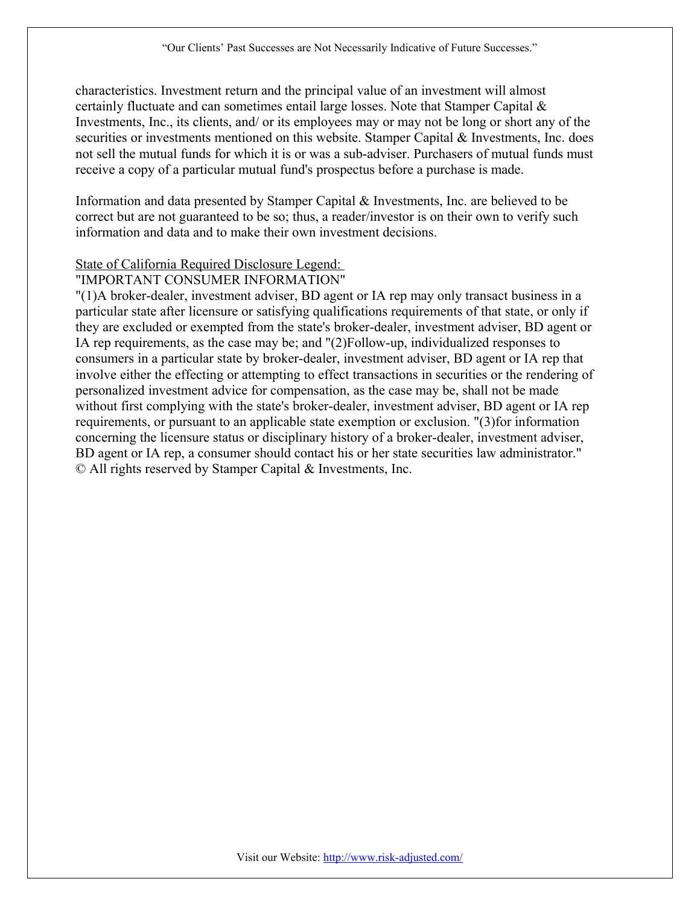characteristics. Investment return and the principal value of an investment will almost certainly fluctuate and can sometimes entail large losses. Note that Stamper Capital & Investments, Inc., its clients, and/ or its employees may or may not be long or short any of the securities or investments mentioned on this website. Stamper Capital & Investments, Inc. does not sell the mutual funds for which it is or was a sub-adviser. Purchasers of mutual funds must receive a copy of a particular mutual fund's prospectus before a purchase is made.

Information and data presented by Stamper Capital & Investments, Inc. are believed to be correct but are not guaranteed to be so; thus, a reader/investor is on their own to verify such information and data and to make their own investment decisions.

State of California Required Disclosure Legend:
"IMPORTANT CONSUMER INFORMATION"
"(1)A broker-dealer, investment adviser, BD agent or IA rep may only transact business in a particular state after licensure or satisfying qualifications requirements of that state, or only if they are excluded or exempted from the state's broker-dealer, investment adviser, BD agent or IA rep requirements, as the case may be; and "(2)Follow-up, individualized responses to consumers in a particular state by broker-dealer, investment adviser, BD agent or IA rep that involve either the effecting or attempting to effect transactions in securities or the rendering of personalized investment advice for compensation, as the case may be, shall not be made without first complying with the state's broker-dealer, investment adviser, BD agent or IA rep requirements, or pursuant to an applicable state exemption or exclusion. "(3)for information concerning the licensure status or disciplinary history of a broker-dealer, investment adviser, BD agent or IA rep, a consumer should contact his or her state securities law administrator."
© All rights reserved by Stamper Capital & Investments, Inc.